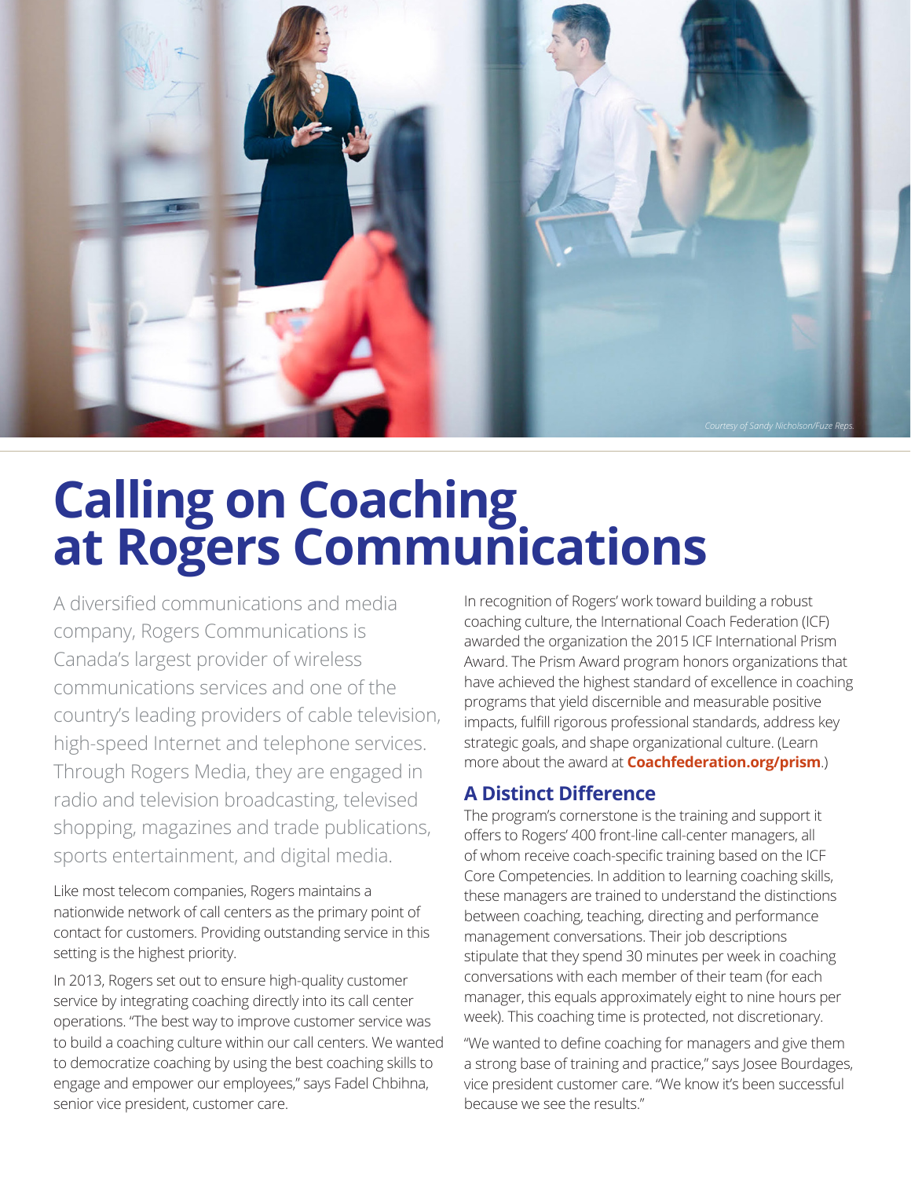Courtesy of Sandy Nicholson/Fuze Reps.

# Calling on Coaching at Rogers Communications

A diversified communications and media company, Rogers Communications is Canada's largest provider of wireless communications services and one of the country's leading providers of cable television, high-speed Internet and telephone services. Through Rogers Media, they are engaged in radio and television broadcasting, televised shopping, magazines and trade publications, sports entertainment, and digital media.

Like most telecom companies, Rogers maintains a nationwide network of call centers as the primary point of contact for customers. Providing outstanding service in this setting is the highest priority.

In 2013, Rogers set out to ensure high-quality customer service by integrating coaching directly into its call center operations. "The best way to improve customer service was to build a coaching culture within our call centers. We wanted to democratize coaching by using the best coaching skills to engage and empower our employees," says Fadel Chbihna, senior vice president, customer care.

In recognition of Rogers' work toward building a robust coaching culture, the International Coach Federation (ICF) awarded the organization the 2015 ICF International Prism Award. The Prism Award program honors organizations that have achieved the highest standard of excellence in coaching programs that yield discernible and measurable positive impacts, fulfill rigorous professional standards, address key strategic goals, and shape organizational culture. (Learn more about the award at **Coachfederation.org/prism**.)

## A Distinct Difference

The program's cornerstone is the training and support it offers to Rogers' 400 front-line call-center managers, all of whom receive coach-specific training based on the ICF Core Competencies. In addition to learning coaching skills, these managers are trained to understand the distinctions between coaching, teaching, directing and performance management conversations. Their job descriptions stipulate that they spend 30 minutes per week in coaching conversations with each member of their team (for each manager, this equals approximately eight to nine hours per week). This coaching time is protected, not discretionary.

"We wanted to define coaching for managers and give them a strong base of training and practice," says Josee Bourdages, vice president customer care. "We know it's been successful because we see the results."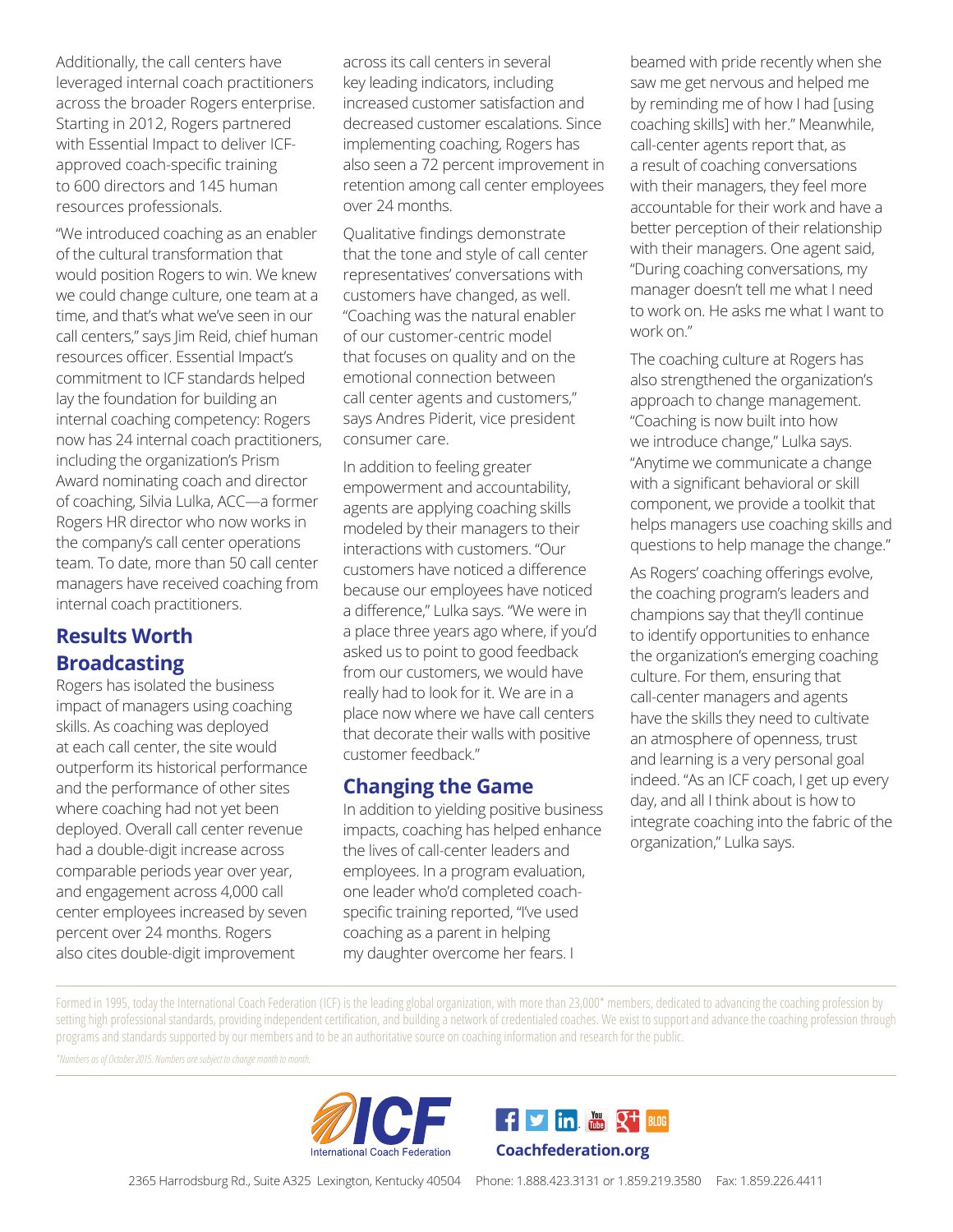Additionally, the call centers have leveraged internal coach practitioners across the broader Rogers enterprise. Starting in 2012, Rogers partnered with Essential Impact to deliver ICF-approved coach-specific training to 600 directors and 145 human resources professionals.

"We introduced coaching as an enabler of the cultural transformation that would position Rogers to win. We knew we could change culture, one team at a time, and that's what we've seen in our call centers," says Jim Reid, chief human resources officer. Essential Impact's commitment to ICF standards helped lay the foundation for building an internal coaching competency: Rogers now has 24 internal coach practitioners, including the organization's Prism Award nominating coach and director of coaching, Silvia Lulka, ACC—a former Rogers HR director who now works in the company's call center operations team. To date, more than 50 call center managers have received coaching from internal coach practitioners.

## Results Worth Broadcasting

Rogers has isolated the business impact of managers using coaching skills. As coaching was deployed at each call center, the site would outperform its historical performance and the performance of other sites where coaching had not yet been deployed. Overall call center revenue had a double-digit increase across comparable periods year over year, and engagement across 4,000 call center employees increased by seven percent over 24 months. Rogers also cites double-digit improvement across its call centers in several key leading indicators, including increased customer satisfaction and decreased customer escalations. Since implementing coaching, Rogers has also seen a 72 percent improvement in retention among call center employees over 24 months.

Qualitative findings demonstrate that the tone and style of call center representatives' conversations with customers have changed, as well. "Coaching was the natural enabler of our customer-centric model that focuses on quality and on the emotional connection between call center agents and customers," says Andres Piderit, vice president consumer care.

In addition to feeling greater empowerment and accountability, agents are applying coaching skills modeled by their managers to their interactions with customers. "Our customers have noticed a difference because our employees have noticed a difference," Lulka says. "We were in a place three years ago where, if you'd asked us to point to good feedback from our customers, we would have really had to look for it. We are in a place now where we have call centers that decorate their walls with positive customer feedback."

## Changing the Game

In addition to yielding positive business impacts, coaching has helped enhance the lives of call-center leaders and employees. In a program evaluation, one leader who'd completed coach-specific training reported, "I've used coaching as a parent in helping my daughter overcome her fears. I beamed with pride recently when she saw me get nervous and helped me by reminding me of how I had [using coaching skills] with her." Meanwhile, call-center agents report that, as a result of coaching conversations with their managers, they feel more accountable for their work and have a better perception of their relationship with their managers. One agent said, "During coaching conversations, my manager doesn't tell me what I need to work on. He asks me what I want to work on."

The coaching culture at Rogers has also strengthened the organization's approach to change management. "Coaching is now built into how we introduce change," Lulka says. "Anytime we communicate a change with a significant behavioral or skill component, we provide a toolkit that helps managers use coaching skills and questions to help manage the change."

As Rogers' coaching offerings evolve, the coaching program's leaders and champions say that they'll continue to identify opportunities to enhance the organization's emerging coaching culture. For them, ensuring that call-center managers and agents have the skills they need to cultivate an atmosphere of openness, trust and learning is a very personal goal indeed. "As an ICF coach, I get up every day, and all I think about is how to integrate coaching into the fabric of the organization," Lulka says.

---

Formed in 1995, today the International Coach Federation (ICF) is the leading global organization, with more than 23,000* members, dedicated to advancing the coaching profession by setting high professional standards, providing independent certification, and building a network of credentialed coaches. We exist to support and advance the coaching profession through programs and standards supported by our members and to be an authoritative source on coaching information and research for the public.

*\*Numbers as of October 2015. Numbers are subject to change month to month.*

ICF International Coach Federation

Coachfederation.org

2365 Harrodsburg Rd., Suite A325 Lexington, Kentucky 40504 Phone: 1.888.423.3131 or 1.859.219.3580 Fax: 1.859.226.4411